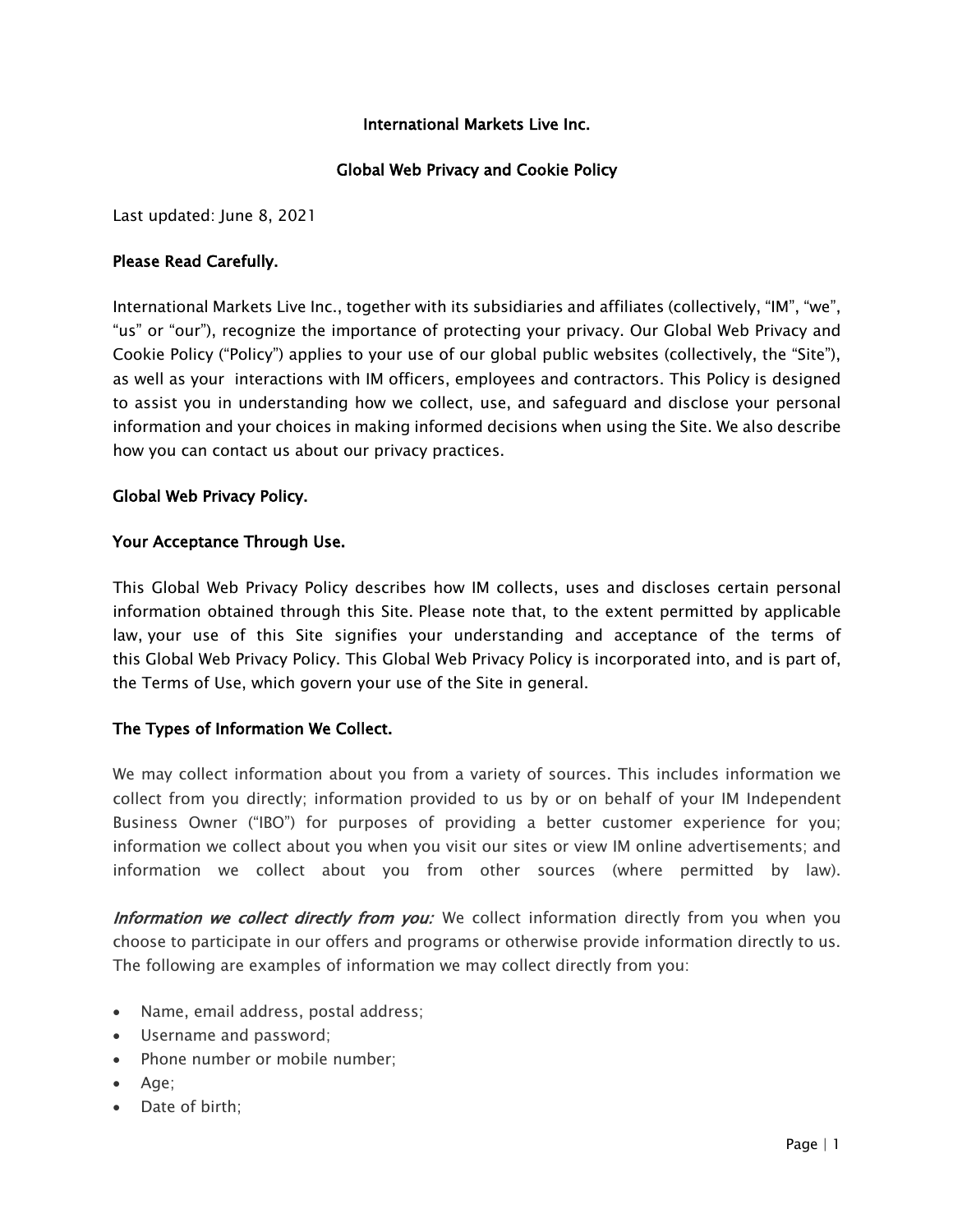# International Markets Live Inc.

## Global Web Privacy and Cookie Policy

Last updated: June 8, 2021

**Please Read Carefully.**

International Markets Live Inc., together with its subsidiaries and affiliates (collectively, "IM", "we", "us" or "our"), recognize the importance of protecting your privacy. Our Global Web Privacy and Cookie Policy ("Policy") applies to your use of our global public websites (collectively, the "Site"), as well as your interactions with IM officers, employees and contractors. This Policy is designed to assist you in understanding how we collect, use, and safeguard and disclose your personal information and your choices in making informed decisions when using the Site. We also describe how you can contact us about our privacy practices.

**Global Web Privacy Policy.**

**Your Acceptance Through Use.**

This Global Web Privacy Policy describes how IM collects, uses and discloses certain personal information obtained through this Site. Please note that, to the extent permitted by applicable law, your use of this Site signifies your understanding and acceptance of the terms of this Global Web Privacy Policy. This Global Web Privacy Policy is incorporated into, and is part of, the Terms of Use, which govern your use of the Site in general.

**The Types of Information We Collect.**

We may collect information about you from a variety of sources. This includes information we collect from you directly; information provided to us by or on behalf of your IM Independent Business Owner ("IBO") for purposes of providing a better customer experience for you; information we collect about you when you visit our sites or view IM online advertisements; and information we collect about you from other sources (where permitted by law).

***Information we collect directly from you:*** We collect information directly from you when you choose to participate in our offers and programs or otherwise provide information directly to us. The following are examples of information we may collect directly from you:

- Name, email address, postal address;
- Username and password;
- Phone number or mobile number;
- Age;
- Date of birth;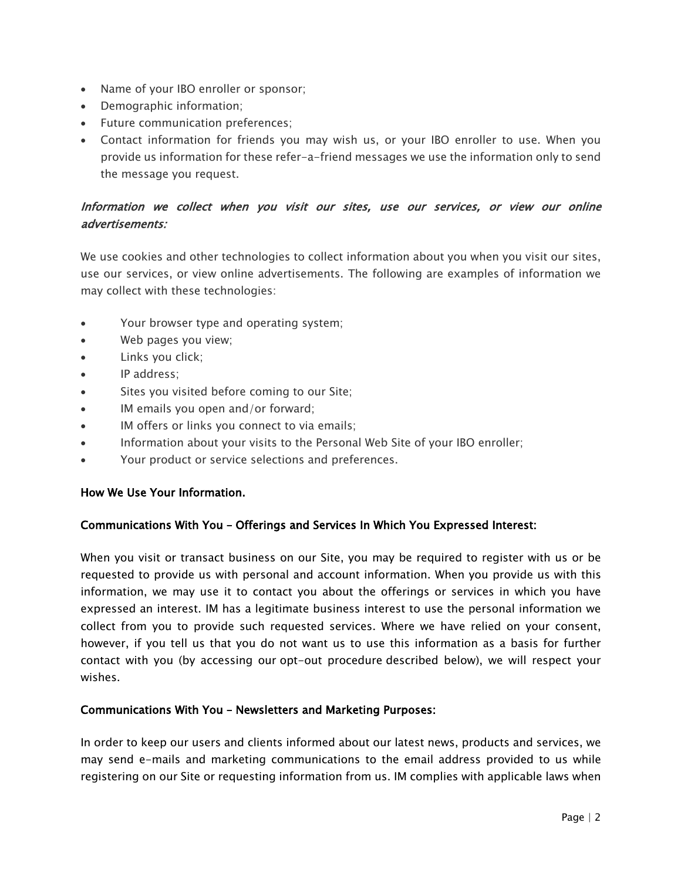- Name of your IBO enroller or sponsor;
- Demographic information;
- Future communication preferences;
- Contact information for friends you may wish us, or your IBO enroller to use. When you provide us information for these refer-a-friend messages we use the information only to send the message you request.

*Information we collect when you visit our sites, use our services, or view our online advertisements:*

We use cookies and other technologies to collect information about you when you visit our sites, use our services, or view online advertisements. The following are examples of information we may collect with these technologies:

- Your browser type and operating system;
- Web pages you view;
- Links you click;
- IP address;
- Sites you visited before coming to our Site;
- IM emails you open and/or forward;
- IM offers or links you connect to via emails;
- Information about your visits to the Personal Web Site of your IBO enroller;
- Your product or service selections and preferences.

**How We Use Your Information.**

**Communications With You – Offerings and Services In Which You Expressed Interest:**

When you visit or transact business on our Site, you may be required to register with us or be requested to provide us with personal and account information. When you provide us with this information, we may use it to contact you about the offerings or services in which you have expressed an interest. IM has a legitimate business interest to use the personal information we collect from you to provide such requested services. Where we have relied on your consent, however, if you tell us that you do not want us to use this information as a basis for further contact with you (by accessing our opt-out procedure described below), we will respect your wishes.

**Communications With You – Newsletters and Marketing Purposes:**

In order to keep our users and clients informed about our latest news, products and services, we may send e-mails and marketing communications to the email address provided to us while registering on our Site or requesting information from us. IM complies with applicable laws when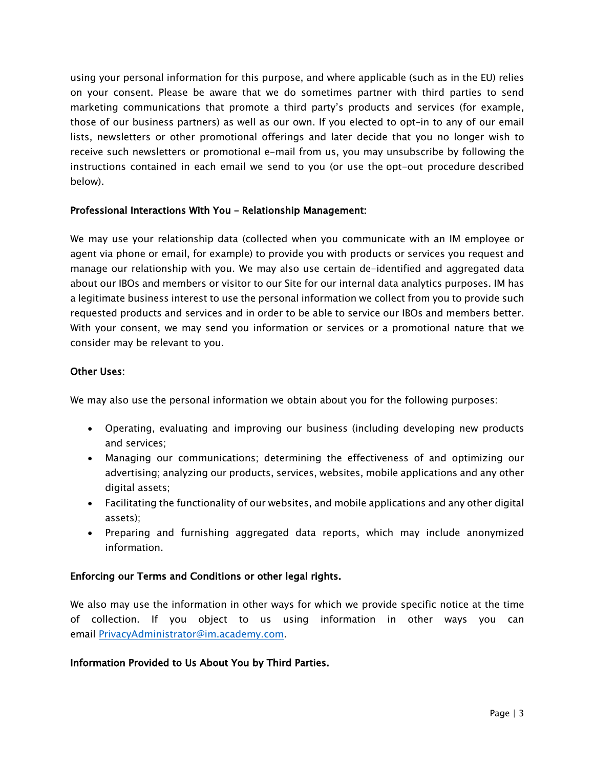using your personal information for this purpose, and where applicable (such as in the EU) relies on your consent. Please be aware that we do sometimes partner with third parties to send marketing communications that promote a third party's products and services (for example, those of our business partners) as well as our own. If you elected to opt-in to any of our email lists, newsletters or other promotional offerings and later decide that you no longer wish to receive such newsletters or promotional e-mail from us, you may unsubscribe by following the instructions contained in each email we send to you (or use the opt-out procedure described below).

**Professional Interactions With You - Relationship Management:**

We may use your relationship data (collected when you communicate with an IM employee or agent via phone or email, for example) to provide you with products or services you request and manage our relationship with you. We may also use certain de-identified and aggregated data about our IBOs and members or visitor to our Site for our internal data analytics purposes. IM has a legitimate business interest to use the personal information we collect from you to provide such requested products and services and in order to be able to service our IBOs and members better. With your consent, we may send you information or services or a promotional nature that we consider may be relevant to you.

**Other Uses:**

We may also use the personal information we obtain about you for the following purposes:

- Operating, evaluating and improving our business (including developing new products and services;
- Managing our communications; determining the effectiveness of and optimizing our advertising; analyzing our products, services, websites, mobile applications and any other digital assets;
- Facilitating the functionality of our websites, and mobile applications and any other digital assets);
- Preparing and furnishing aggregated data reports, which may include anonymized information.

**Enforcing our Terms and Conditions or other legal rights.**

We also may use the information in other ways for which we provide specific notice at the time of collection. If you object to us using information in other ways you can email [PrivacyAdministrator@im.academy.com](mailto:PrivacyAdministrator@im.academy.com).

**Information Provided to Us About You by Third Parties.**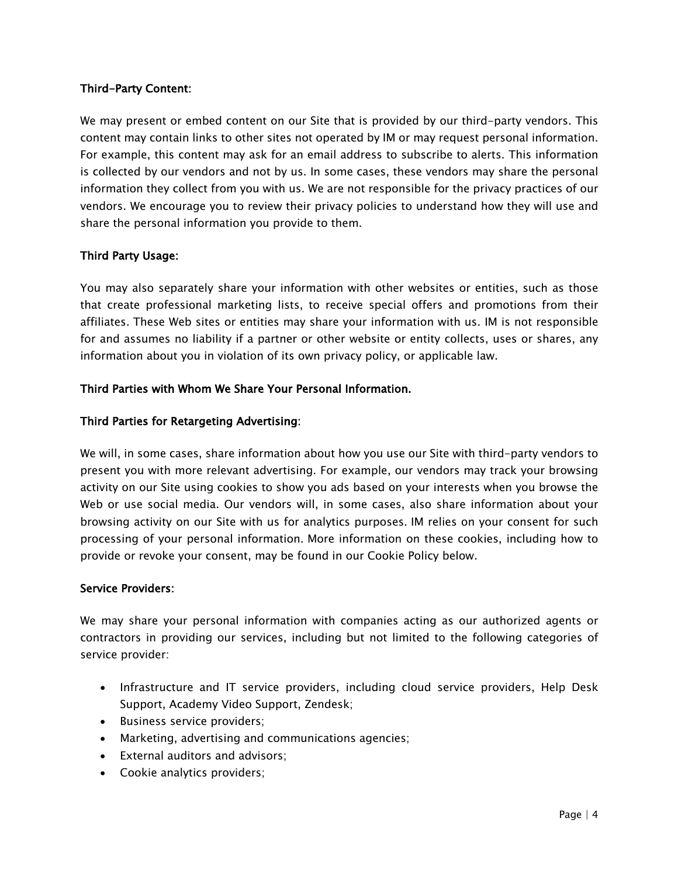**Third-Party Content:**

We may present or embed content on our Site that is provided by our third-party vendors. This content may contain links to other sites not operated by IM or may request personal information. For example, this content may ask for an email address to subscribe to alerts. This information is collected by our vendors and not by us. In some cases, these vendors may share the personal information they collect from you with us. We are not responsible for the privacy practices of our vendors. We encourage you to review their privacy policies to understand how they will use and share the personal information you provide to them.

**Third Party Usage:**

You may also separately share your information with other websites or entities, such as those that create professional marketing lists, to receive special offers and promotions from their affiliates. These Web sites or entities may share your information with us. IM is not responsible for and assumes no liability if a partner or other website or entity collects, uses or shares, any information about you in violation of its own privacy policy, or applicable law.

**Third Parties with Whom We Share Your Personal Information.**

**Third Parties for Retargeting Advertising:**

We will, in some cases, share information about how you use our Site with third-party vendors to present you with more relevant advertising. For example, our vendors may track your browsing activity on our Site using cookies to show you ads based on your interests when you browse the Web or use social media. Our vendors will, in some cases, also share information about your browsing activity on our Site with us for analytics purposes. IM relies on your consent for such processing of your personal information. More information on these cookies, including how to provide or revoke your consent, may be found in our Cookie Policy below.

**Service Providers:**

We may share your personal information with companies acting as our authorized agents or contractors in providing our services, including but not limited to the following categories of service provider:

- Infrastructure and IT service providers, including cloud service providers, Help Desk Support, Academy Video Support, Zendesk;
- Business service providers;
- Marketing, advertising and communications agencies;
- External auditors and advisors;
- Cookie analytics providers;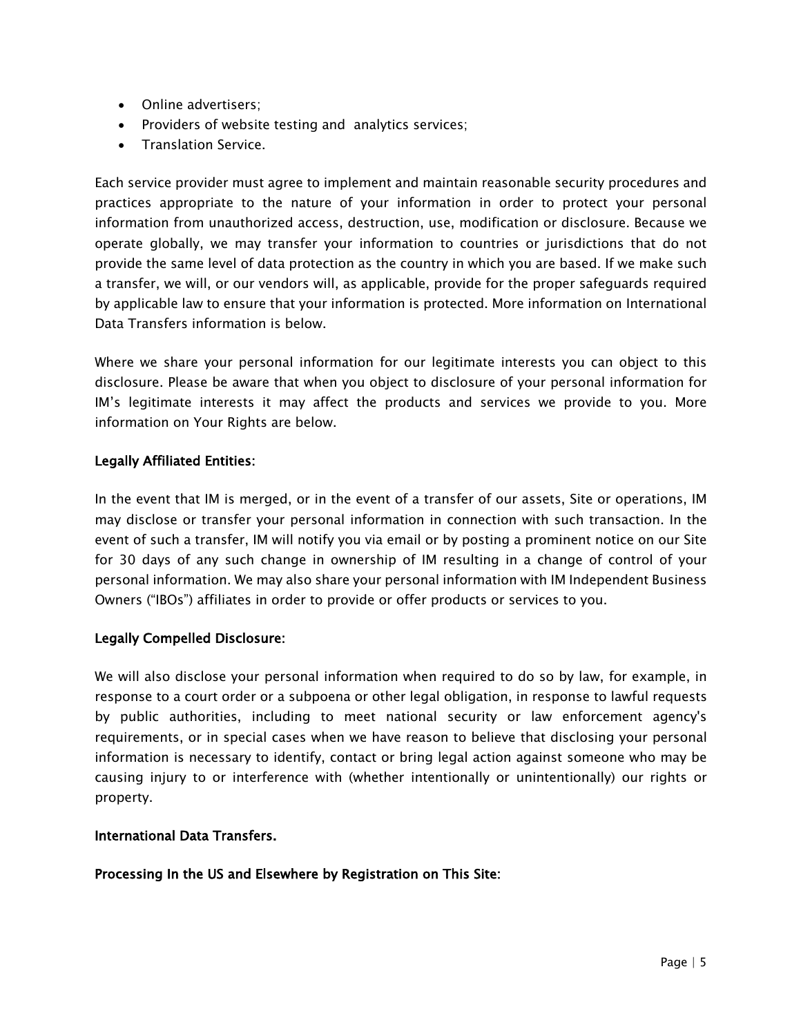- Online advertisers;
- Providers of website testing and analytics services;
- Translation Service.

Each service provider must agree to implement and maintain reasonable security procedures and practices appropriate to the nature of your information in order to protect your personal information from unauthorized access, destruction, use, modification or disclosure. Because we operate globally, we may transfer your information to countries or jurisdictions that do not provide the same level of data protection as the country in which you are based. If we make such a transfer, we will, or our vendors will, as applicable, provide for the proper safeguards required by applicable law to ensure that your information is protected. More information on International Data Transfers information is below.

Where we share your personal information for our legitimate interests you can object to this disclosure. Please be aware that when you object to disclosure of your personal information for IM's legitimate interests it may affect the products and services we provide to you. More information on Your Rights are below.

**Legally Affiliated Entities:**

In the event that IM is merged, or in the event of a transfer of our assets, Site or operations, IM may disclose or transfer your personal information in connection with such transaction. In the event of such a transfer, IM will notify you via email or by posting a prominent notice on our Site for 30 days of any such change in ownership of IM resulting in a change of control of your personal information. We may also share your personal information with IM Independent Business Owners ("IBOs") affiliates in order to provide or offer products or services to you.

**Legally Compelled Disclosure:**

We will also disclose your personal information when required to do so by law, for example, in response to a court order or a subpoena or other legal obligation, in response to lawful requests by public authorities, including to meet national security or law enforcement agency's requirements, or in special cases when we have reason to believe that disclosing your personal information is necessary to identify, contact or bring legal action against someone who may be causing injury to or interference with (whether intentionally or unintentionally) our rights or property.

**International Data Transfers.**

**Processing In the US and Elsewhere by Registration on This Site:**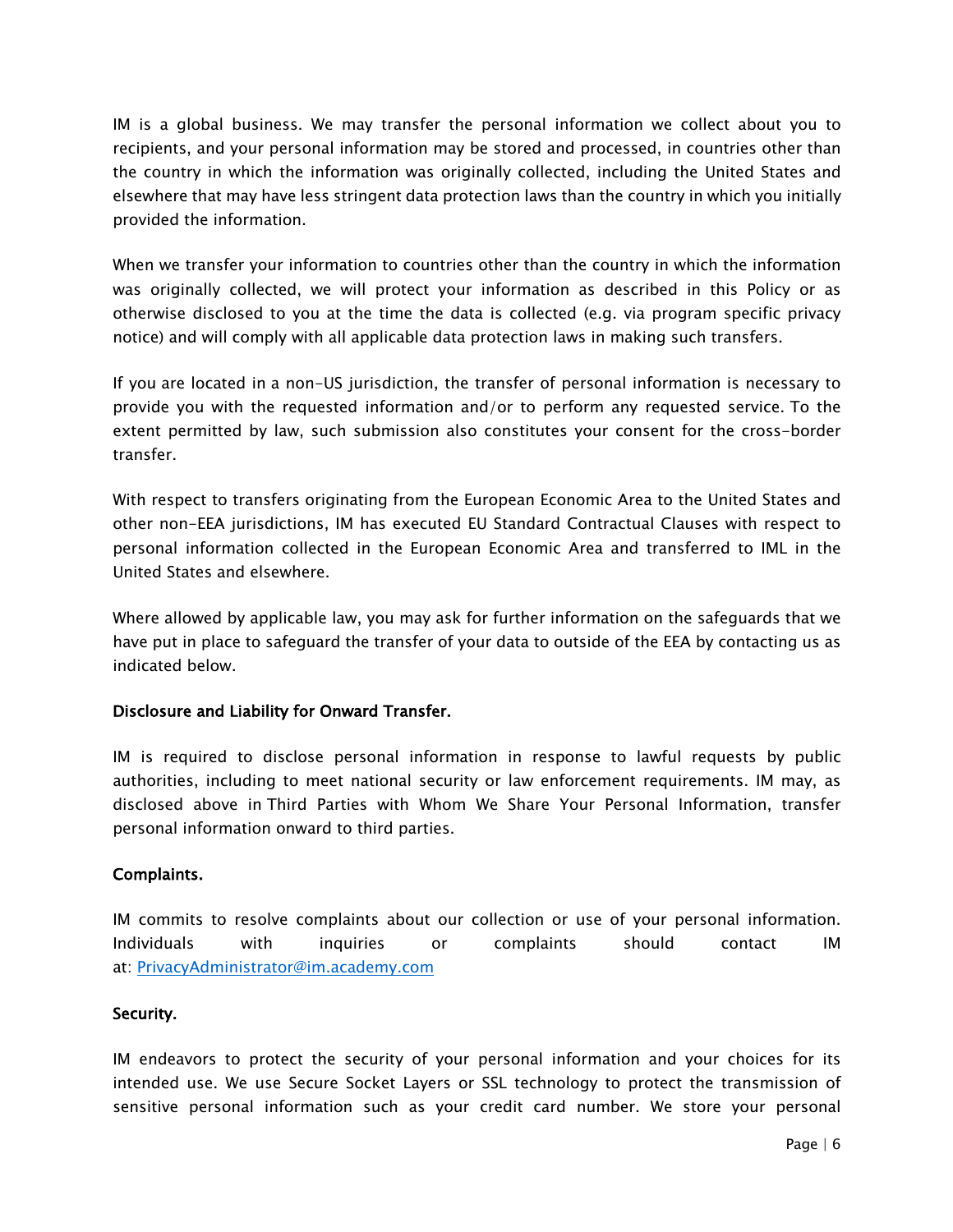IM is a global business. We may transfer the personal information we collect about you to recipients, and your personal information may be stored and processed, in countries other than the country in which the information was originally collected, including the United States and elsewhere that may have less stringent data protection laws than the country in which you initially provided the information.

When we transfer your information to countries other than the country in which the information was originally collected, we will protect your information as described in this Policy or as otherwise disclosed to you at the time the data is collected (e.g. via program specific privacy notice) and will comply with all applicable data protection laws in making such transfers.

If you are located in a non-US jurisdiction, the transfer of personal information is necessary to provide you with the requested information and/or to perform any requested service. To the extent permitted by law, such submission also constitutes your consent for the cross-border transfer.

With respect to transfers originating from the European Economic Area to the United States and other non-EEA jurisdictions, IM has executed EU Standard Contractual Clauses with respect to personal information collected in the European Economic Area and transferred to IML in the United States and elsewhere.

Where allowed by applicable law, you may ask for further information on the safeguards that we have put in place to safeguard the transfer of your data to outside of the EEA by contacting us as indicated below.

**Disclosure and Liability for Onward Transfer.**

IM is required to disclose personal information in response to lawful requests by public authorities, including to meet national security or law enforcement requirements. IM may, as disclosed above in Third Parties with Whom We Share Your Personal Information, transfer personal information onward to third parties.

**Complaints.**

IM commits to resolve complaints about our collection or use of your personal information. Individuals with inquiries or complaints should contact IM at: [PrivacyAdministrator@im.academy.com](mailto:PrivacyAdministrator@im.academy.com)

**Security.**

IM endeavors to protect the security of your personal information and your choices for its intended use. We use Secure Socket Layers or SSL technology to protect the transmission of sensitive personal information such as your credit card number. We store your personal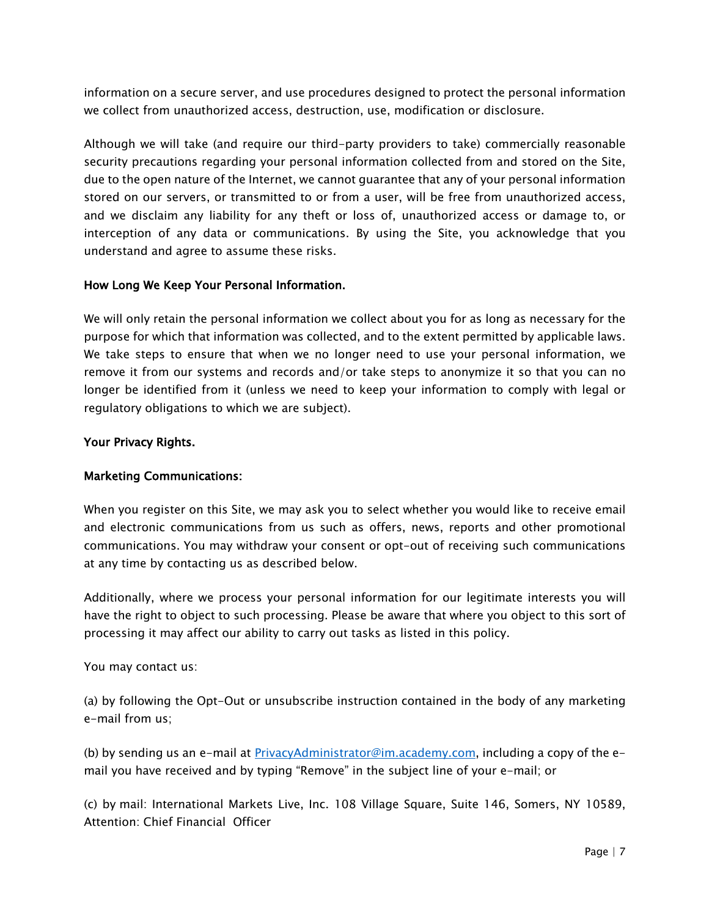information on a secure server, and use procedures designed to protect the personal information we collect from unauthorized access, destruction, use, modification or disclosure.

Although we will take (and require our third-party providers to take) commercially reasonable security precautions regarding your personal information collected from and stored on the Site, due to the open nature of the Internet, we cannot guarantee that any of your personal information stored on our servers, or transmitted to or from a user, will be free from unauthorized access, and we disclaim any liability for any theft or loss of, unauthorized access or damage to, or interception of any data or communications. By using the Site, you acknowledge that you understand and agree to assume these risks.

**How Long We Keep Your Personal Information.**

We will only retain the personal information we collect about you for as long as necessary for the purpose for which that information was collected, and to the extent permitted by applicable laws. We take steps to ensure that when we no longer need to use your personal information, we remove it from our systems and records and/or take steps to anonymize it so that you can no longer be identified from it (unless we need to keep your information to comply with legal or regulatory obligations to which we are subject).

**Your Privacy Rights.**

**Marketing Communications:**

When you register on this Site, we may ask you to select whether you would like to receive email and electronic communications from us such as offers, news, reports and other promotional communications. You may withdraw your consent or opt-out of receiving such communications at any time by contacting us as described below.

Additionally, where we process your personal information for our legitimate interests you will have the right to object to such processing. Please be aware that where you object to this sort of processing it may affect our ability to carry out tasks as listed in this policy.

You may contact us:

(a) by following the Opt-Out or unsubscribe instruction contained in the body of any marketing e-mail from us;

(b) by sending us an e-mail at PrivacyAdministrator@im.academy.com, including a copy of the e-mail you have received and by typing "Remove" in the subject line of your e-mail; or

(c) by mail: International Markets Live, Inc. 108 Village Square, Suite 146, Somers, NY 10589, Attention: Chief Financial Officer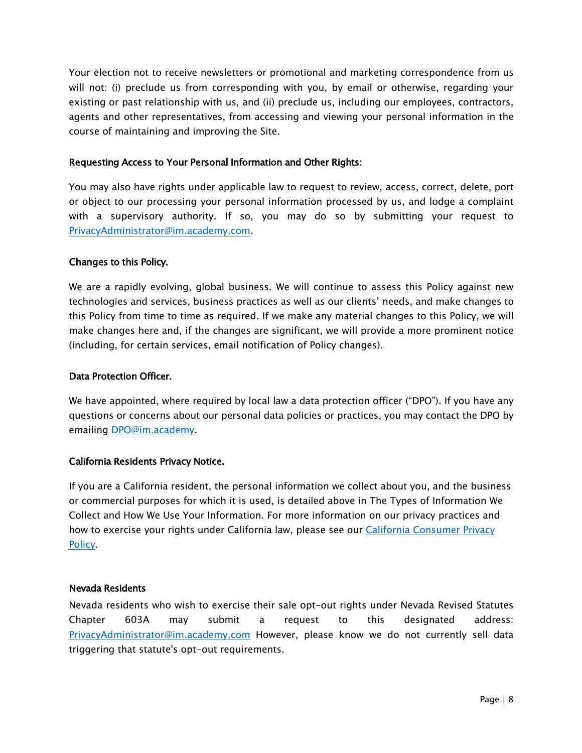Your election not to receive newsletters or promotional and marketing correspondence from us will not: (i) preclude us from corresponding with you, by email or otherwise, regarding your existing or past relationship with us, and (ii) preclude us, including our employees, contractors, agents and other representatives, from accessing and viewing your personal information in the course of maintaining and improving the Site.

**Requesting Access to Your Personal Information and Other Rights:**

You may also have rights under applicable law to request to review, access, correct, delete, port or object to our processing your personal information processed by us, and lodge a complaint with a supervisory authority. If so, you may do so by submitting your request to PrivacyAdministrator@im.academy.com.

**Changes to this Policy.**

We are a rapidly evolving, global business. We will continue to assess this Policy against new technologies and services, business practices as well as our clients' needs, and make changes to this Policy from time to time as required. If we make any material changes to this Policy, we will make changes here and, if the changes are significant, we will provide a more prominent notice (including, for certain services, email notification of Policy changes).

**Data Protection Officer.**

We have appointed, where required by local law a data protection officer ("DPO"). If you have any questions or concerns about our personal data policies or practices, you may contact the DPO by emailing DPO@im.academy.

**California Residents Privacy Notice.**

If you are a California resident, the personal information we collect about you, and the business or commercial purposes for which it is used, is detailed above in The Types of Information We Collect and How We Use Your Information. For more information on our privacy practices and how to exercise your rights under California law, please see our California Consumer Privacy Policy.

**Nevada Residents**

Nevada residents who wish to exercise their sale opt-out rights under Nevada Revised Statutes Chapter 603A may submit a request to this designated address: PrivacyAdministrator@im.academy.com However, please know we do not currently sell data triggering that statute's opt-out requirements.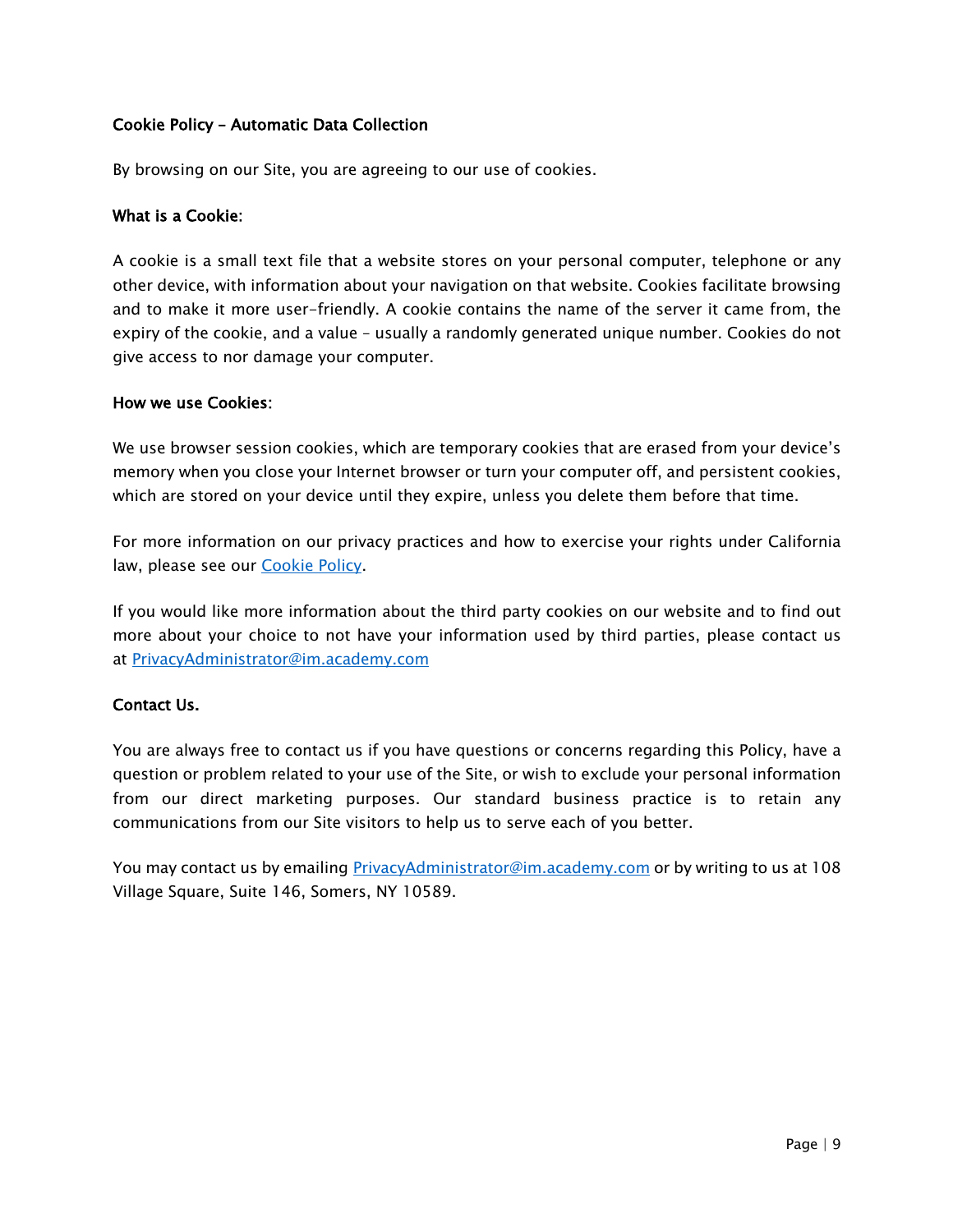**Cookie Policy – Automatic Data Collection**

By browsing on our Site, you are agreeing to our use of cookies.

**What is a Cookie:**

A cookie is a small text file that a website stores on your personal computer, telephone or any other device, with information about your navigation on that website. Cookies facilitate browsing and to make it more user-friendly. A cookie contains the name of the server it came from, the expiry of the cookie, and a value – usually a randomly generated unique number. Cookies do not give access to nor damage your computer.

**How we use Cookies:**

We use browser session cookies, which are temporary cookies that are erased from your device's memory when you close your Internet browser or turn your computer off, and persistent cookies, which are stored on your device until they expire, unless you delete them before that time.

For more information on our privacy practices and how to exercise your rights under California law, please see our Cookie Policy.

If you would like more information about the third party cookies on our website and to find out more about your choice to not have your information used by third parties, please contact us at PrivacyAdministrator@im.academy.com

**Contact Us.**

You are always free to contact us if you have questions or concerns regarding this Policy, have a question or problem related to your use of the Site, or wish to exclude your personal information from our direct marketing purposes. Our standard business practice is to retain any communications from our Site visitors to help us to serve each of you better.

You may contact us by emailing PrivacyAdministrator@im.academy.com or by writing to us at 108 Village Square, Suite 146, Somers, NY 10589.